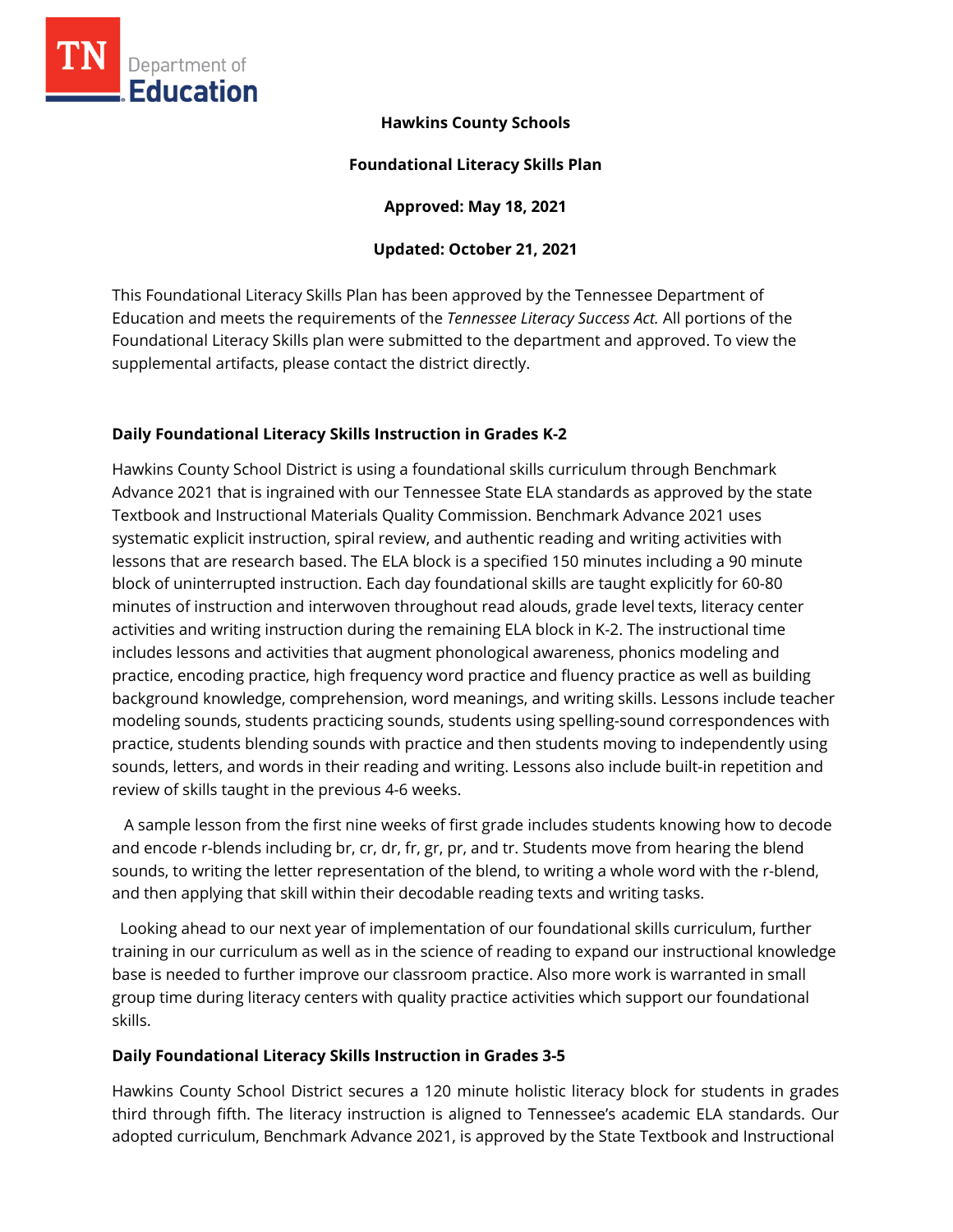**Hawkins County Schools**

**Foundational Literacy Skills Plan**

**Approved: May 18, 2021**

**Updated: October 21, 2021**

This Foundational Literacy Skills Plan has been approved by the Tennessee Department of Education and meets the requirements of the *Tennessee Literacy Success Act.* All portions of the Foundational Literacy Skills plan were submitted to the department and approved. To view the supplemental artifacts, please contact the district directly.

## Daily Foundational Literacy Skills Instruction in Grades K-2

Hawkins County School District is using a foundational skills curriculum through Benchmark Advance 2021 that is ingrained with our Tennessee State ELA standards as approved by the state Textbook and Instructional Materials Quality Commission. Benchmark Advance 2021 uses systematic explicit instruction, spiral review, and authentic reading and writing activities with lessons that are research based. The ELA block is a specified 150 minutes including a 90 minute block of uninterrupted instruction. Each day foundational skills are taught explicitly for 60-80 minutes of instruction and interwoven throughout read alouds, grade level texts, literacy center activities and writing instruction during the remaining ELA block in K-2. The instructional time includes lessons and activities that augment phonological awareness, phonics modeling and practice, encoding practice, high frequency word practice and fluency practice as well as building background knowledge, comprehension, word meanings, and writing skills. Lessons include teacher modeling sounds, students practicing sounds, students using spelling-sound correspondences with practice, students blending sounds with practice and then students moving to independently using sounds, letters, and words in their reading and writing. Lessons also include built-in repetition and review of skills taught in the previous 4-6 weeks.

A sample lesson from the first nine weeks of first grade includes students knowing how to decode and encode r-blends including br, cr, dr, fr, gr, pr, and tr. Students move from hearing the blend sounds, to writing the letter representation of the blend, to writing a whole word with the r-blend, and then applying that skill within their decodable reading texts and writing tasks.

Looking ahead to our next year of implementation of our foundational skills curriculum, further training in our curriculum as well as in the science of reading to expand our instructional knowledge base is needed to further improve our classroom practice. Also more work is warranted in small group time during literacy centers with quality practice activities which support our foundational skills.

## Daily Foundational Literacy Skills Instruction in Grades 3-5

Hawkins County School District secures a 120 minute holistic literacy block for students in grades third through fifth. The literacy instruction is aligned to Tennessee's academic ELA standards. Our adopted curriculum, Benchmark Advance 2021, is approved by the State Textbook and Instructional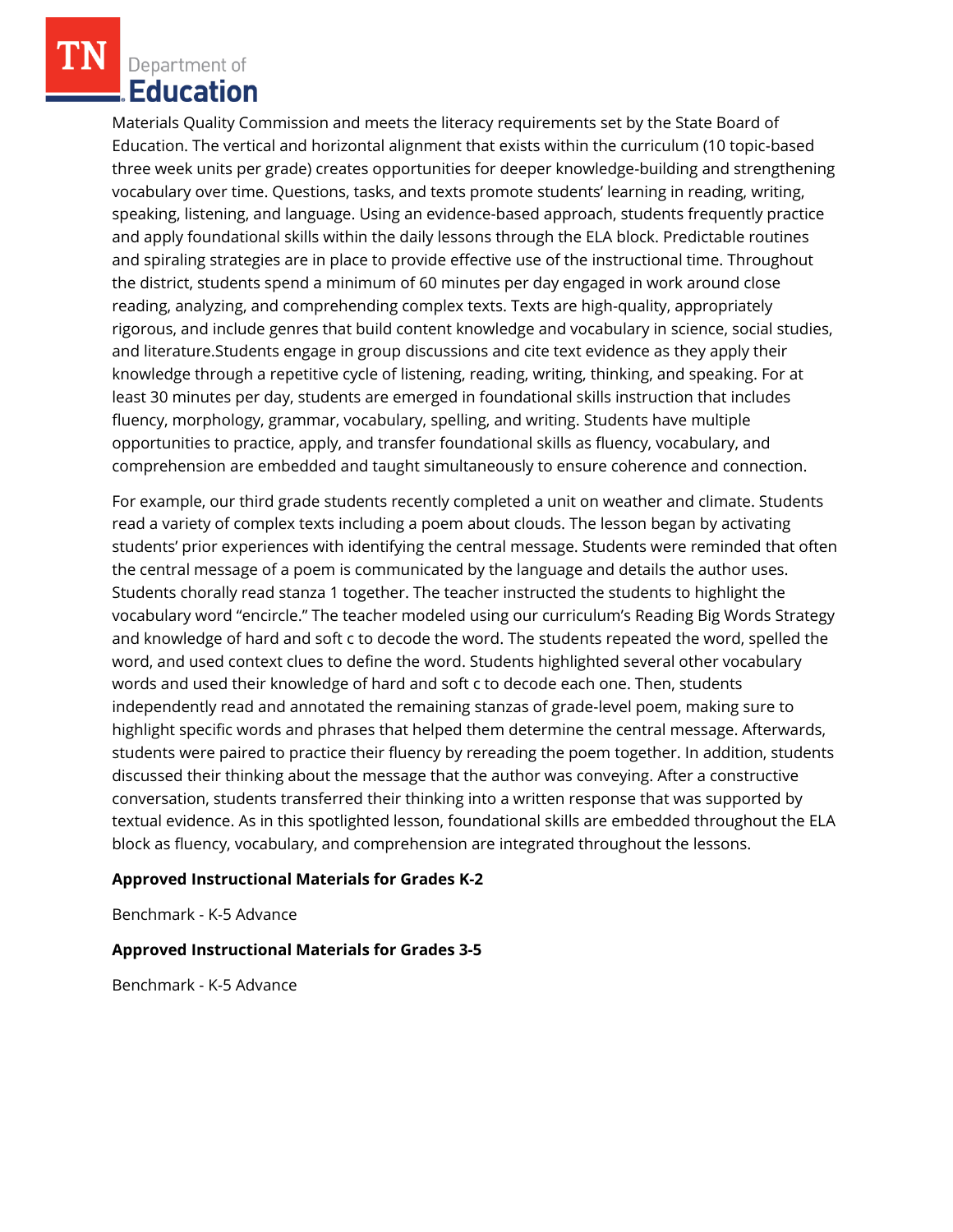Materials Quality Commission and meets the literacy requirements set by the State Board of Education. The vertical and horizontal alignment that exists within the curriculum (10 topic-based three week units per grade) creates opportunities for deeper knowledge-building and strengthening vocabulary over time. Questions, tasks, and texts promote students' learning in reading, writing, speaking, listening, and language. Using an evidence-based approach, students frequently practice and apply foundational skills within the daily lessons through the ELA block. Predictable routines and spiraling strategies are in place to provide effective use of the instructional time. Throughout the district, students spend a minimum of 60 minutes per day engaged in work around close reading, analyzing, and comprehending complex texts. Texts are high-quality, appropriately rigorous, and include genres that build content knowledge and vocabulary in science, social studies, and literature.Students engage in group discussions and cite text evidence as they apply their knowledge through a repetitive cycle of listening, reading, writing, thinking, and speaking. For at least 30 minutes per day, students are emerged in foundational skills instruction that includes fluency, morphology, grammar, vocabulary, spelling, and writing. Students have multiple opportunities to practice, apply, and transfer foundational skills as fluency, vocabulary, and comprehension are embedded and taught simultaneously to ensure coherence and connection.

For example, our third grade students recently completed a unit on weather and climate. Students read a variety of complex texts including a poem about clouds. The lesson began by activating students' prior experiences with identifying the central message. Students were reminded that often the central message of a poem is communicated by the language and details the author uses. Students chorally read stanza 1 together. The teacher instructed the students to highlight the vocabulary word "encircle." The teacher modeled using our curriculum's Reading Big Words Strategy and knowledge of hard and soft c to decode the word. The students repeated the word, spelled the word, and used context clues to define the word. Students highlighted several other vocabulary words and used their knowledge of hard and soft c to decode each one. Then, students independently read and annotated the remaining stanzas of grade-level poem, making sure to highlight specific words and phrases that helped them determine the central message. Afterwards, students were paired to practice their fluency by rereading the poem together. In addition, students discussed their thinking about the message that the author was conveying. After a constructive conversation, students transferred their thinking into a written response that was supported by textual evidence. As in this spotlighted lesson, foundational skills are embedded throughout the ELA block as fluency, vocabulary, and comprehension are integrated throughout the lessons.

**Approved Instructional Materials for Grades K-2**

Benchmark - K-5 Advance

**Approved Instructional Materials for Grades 3-5**

Benchmark - K-5 Advance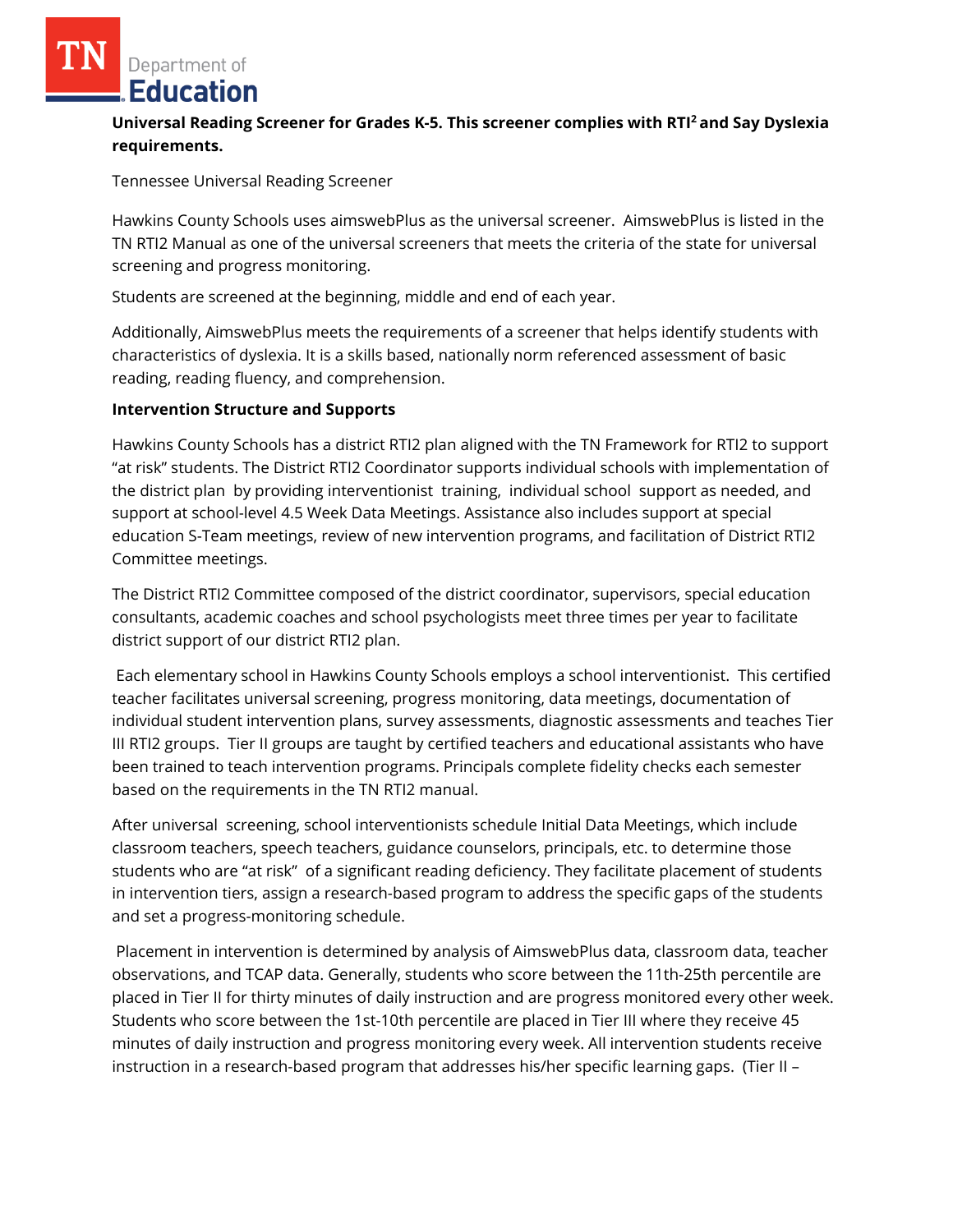**Universal Reading Screener for Grades K-5. This screener complies with RTI[2] and Say Dyslexia requirements.**

Tennessee Universal Reading Screener

Hawkins County Schools uses aimswebPlus as the universal screener. AimswebPlus is listed in the TN RTI2 Manual as one of the universal screeners that meets the criteria of the state for universal screening and progress monitoring.

Students are screened at the beginning, middle and end of each year.

Additionally, AimswebPlus meets the requirements of a screener that helps identify students with characteristics of dyslexia. It is a skills based, nationally norm referenced assessment of basic reading, reading fluency, and comprehension.

**Intervention Structure and Supports**

Hawkins County Schools has a district RTI2 plan aligned with the TN Framework for RTI2 to support "at risk" students. The District RTI2 Coordinator supports individual schools with implementation of the district plan by providing interventionist training, individual school support as needed, and support at school-level 4.5 Week Data Meetings. Assistance also includes support at special education S-Team meetings, review of new intervention programs, and facilitation of District RTI2 Committee meetings.

The District RTI2 Committee composed of the district coordinator, supervisors, special education consultants, academic coaches and school psychologists meet three times per year to facilitate district support of our district RTI2 plan.

Each elementary school in Hawkins County Schools employs a school interventionist. This certified teacher facilitates universal screening, progress monitoring, data meetings, documentation of individual student intervention plans, survey assessments, diagnostic assessments and teaches Tier III RTI2 groups. Tier II groups are taught by certified teachers and educational assistants who have been trained to teach intervention programs. Principals complete fidelity checks each semester based on the requirements in the TN RTI2 manual.

After universal screening, school interventionists schedule Initial Data Meetings, which include classroom teachers, speech teachers, guidance counselors, principals, etc. to determine those students who are "at risk" of a significant reading deficiency. They facilitate placement of students in intervention tiers, assign a research-based program to address the specific gaps of the students and set a progress-monitoring schedule.

Placement in intervention is determined by analysis of AimswebPlus data, classroom data, teacher observations, and TCAP data. Generally, students who score between the 11th-25th percentile are placed in Tier II for thirty minutes of daily instruction and are progress monitored every other week. Students who score between the 1st-10th percentile are placed in Tier III where they receive 45 minutes of daily instruction and progress monitoring every week. All intervention students receive instruction in a research-based program that addresses his/her specific learning gaps. (Tier II –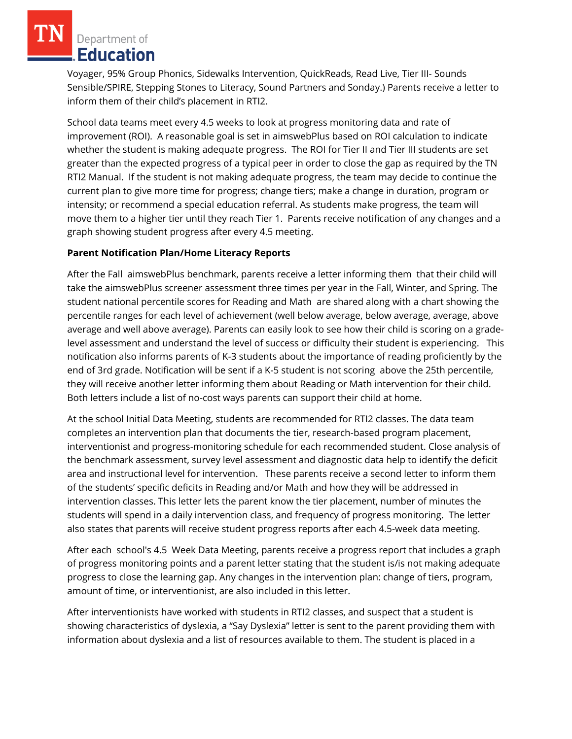Voyager, 95% Group Phonics, Sidewalks Intervention, QuickReads, Read Live, Tier III- Sounds Sensible/SPIRE, Stepping Stones to Literacy, Sound Partners and Sonday.) Parents receive a letter to inform them of their child's placement in RTI2.

School data teams meet every 4.5 weeks to look at progress monitoring data and rate of improvement (ROI). A reasonable goal is set in aimswebPlus based on ROI calculation to indicate whether the student is making adequate progress. The ROI for Tier II and Tier III students are set greater than the expected progress of a typical peer in order to close the gap as required by the TN RTI2 Manual. If the student is not making adequate progress, the team may decide to continue the current plan to give more time for progress; change tiers; make a change in duration, program or intensity; or recommend a special education referral. As students make progress, the team will move them to a higher tier until they reach Tier 1. Parents receive notification of any changes and a graph showing student progress after every 4.5 meeting.

**Parent Notification Plan/Home Literacy Reports**

After the Fall aimswebPlus benchmark, parents receive a letter informing them that their child will take the aimswebPlus screener assessment three times per year in the Fall, Winter, and Spring. The student national percentile scores for Reading and Math are shared along with a chart showing the percentile ranges for each level of achievement (well below average, below average, average, above average and well above average). Parents can easily look to see how their child is scoring on a grade-level assessment and understand the level of success or difficulty their student is experiencing. This notification also informs parents of K-3 students about the importance of reading proficiently by the end of 3rd grade. Notification will be sent if a K-5 student is not scoring above the 25th percentile, they will receive another letter informing them about Reading or Math intervention for their child. Both letters include a list of no-cost ways parents can support their child at home.

At the school Initial Data Meeting, students are recommended for RTI2 classes. The data team completes an intervention plan that documents the tier, research-based program placement, interventionist and progress-monitoring schedule for each recommended student. Close analysis of the benchmark assessment, survey level assessment and diagnostic data help to identify the deficit area and instructional level for intervention. These parents receive a second letter to inform them of the students' specific deficits in Reading and/or Math and how they will be addressed in intervention classes. This letter lets the parent know the tier placement, number of minutes the students will spend in a daily intervention class, and frequency of progress monitoring. The letter also states that parents will receive student progress reports after each 4.5-week data meeting.

After each school's 4.5 Week Data Meeting, parents receive a progress report that includes a graph of progress monitoring points and a parent letter stating that the student is/is not making adequate progress to close the learning gap. Any changes in the intervention plan: change of tiers, program, amount of time, or interventionist, are also included in this letter.

After interventionists have worked with students in RTI2 classes, and suspect that a student is showing characteristics of dyslexia, a "Say Dyslexia" letter is sent to the parent providing them with information about dyslexia and a list of resources available to them. The student is placed in a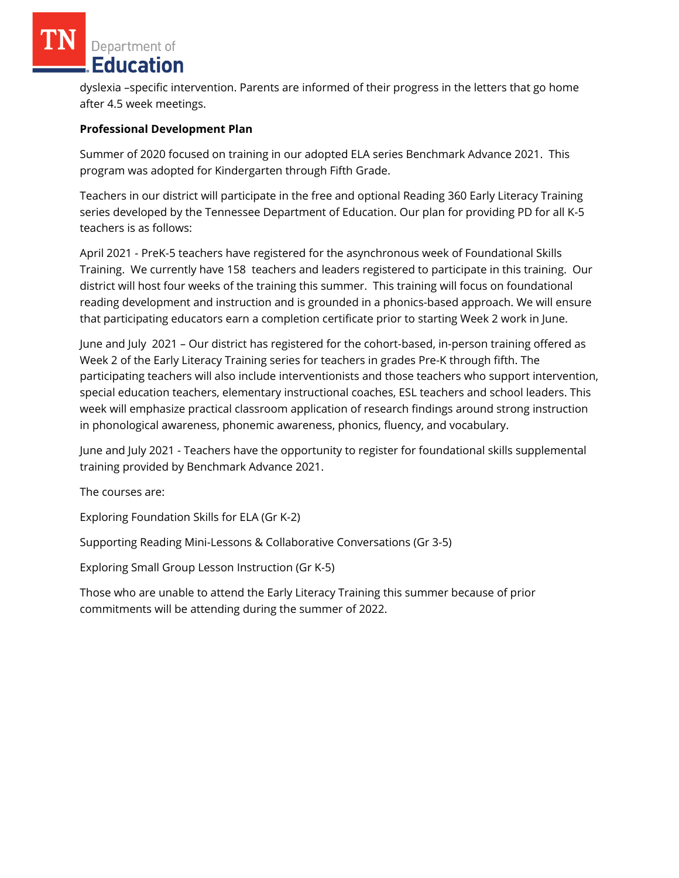dyslexia –specific intervention. Parents are informed of their progress in the letters that go home after 4.5 week meetings.

**Professional Development Plan**

Summer of 2020 focused on training in our adopted ELA series Benchmark Advance 2021. This program was adopted for Kindergarten through Fifth Grade.

Teachers in our district will participate in the free and optional Reading 360 Early Literacy Training series developed by the Tennessee Department of Education. Our plan for providing PD for all K-5 teachers is as follows:

April 2021 - PreK-5 teachers have registered for the asynchronous week of Foundational Skills Training. We currently have 158 teachers and leaders registered to participate in this training. Our district will host four weeks of the training this summer. This training will focus on foundational reading development and instruction and is grounded in a phonics-based approach. We will ensure that participating educators earn a completion certificate prior to starting Week 2 work in June.

June and July 2021 – Our district has registered for the cohort-based, in-person training offered as Week 2 of the Early Literacy Training series for teachers in grades Pre-K through fifth. The participating teachers will also include interventionists and those teachers who support intervention, special education teachers, elementary instructional coaches, ESL teachers and school leaders. This week will emphasize practical classroom application of research findings around strong instruction in phonological awareness, phonemic awareness, phonics, fluency, and vocabulary.

June and July 2021 - Teachers have the opportunity to register for foundational skills supplemental training provided by Benchmark Advance 2021.

The courses are:

Exploring Foundation Skills for ELA (Gr K-2)

Supporting Reading Mini-Lessons & Collaborative Conversations (Gr 3-5)

Exploring Small Group Lesson Instruction (Gr K-5)

Those who are unable to attend the Early Literacy Training this summer because of prior commitments will be attending during the summer of 2022.